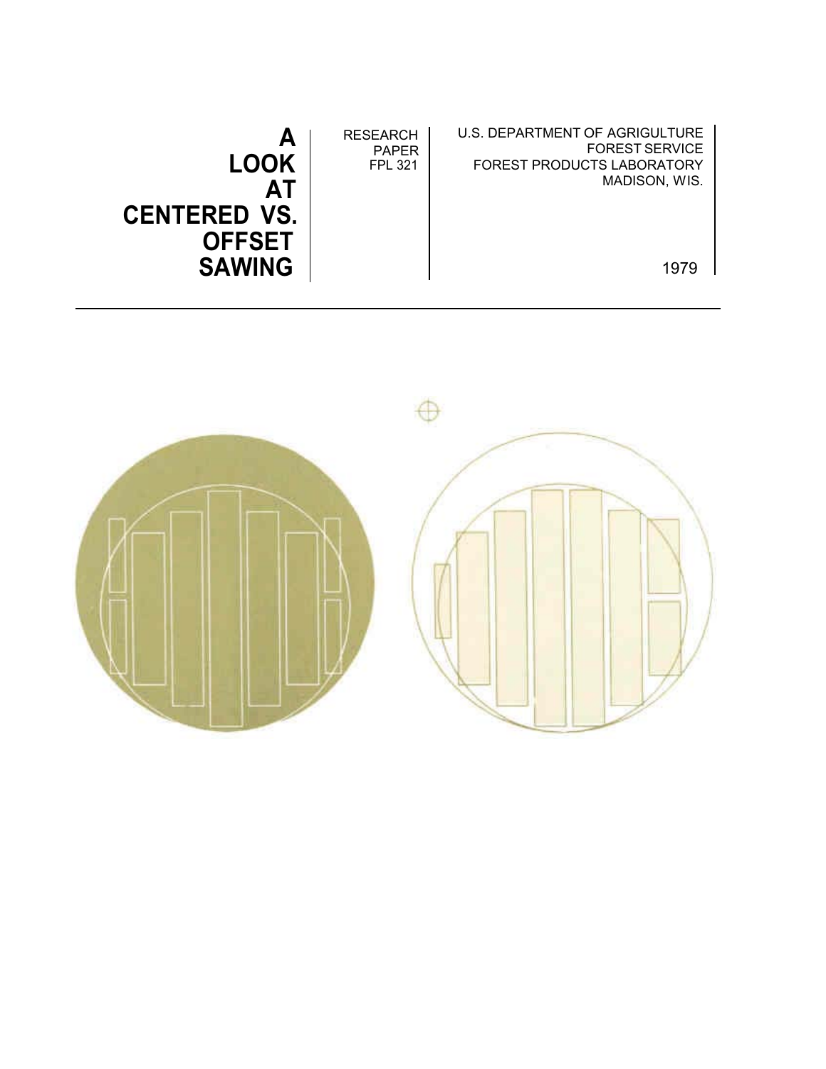# A LOOK AT CENTERED VS. OFFSET SAWING

RESEARCH PAPER FPL 321

U.S. DEPARTMENT OF AGRICULTURE
FOREST SERVICE
FOREST PRODUCTS LABORATORY
MADISON, WIS.

1979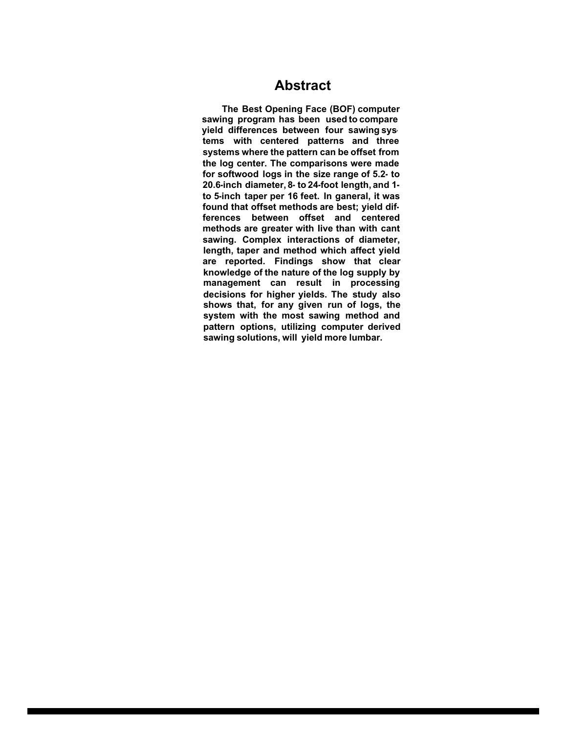# Abstract

**The Best Opening Face (BOF) computer sawing program has been used to compare yield differences between four sawing systems with centered patterns and three systems where the pattern can be offset from the log center. The comparisons were made for softwood logs in the size range of 5.2- to 20.6-inch diameter, 8- to 24-foot length, and 1- to 5-inch taper per 16 feet. In ganeral, it was found that offset methods are best; yield differences between offset and centered methods are greater with live than with cant sawing. Complex interactions of diameter, length, taper and method which affect yield are reported. Findings show that clear knowledge of the nature of the log supply by management can result in processing decisions for higher yields. The study also shows that, for any given run of logs, the system with the most sawing method and pattern options, utilizing computer derived sawing solutions, will yield more lumbar.**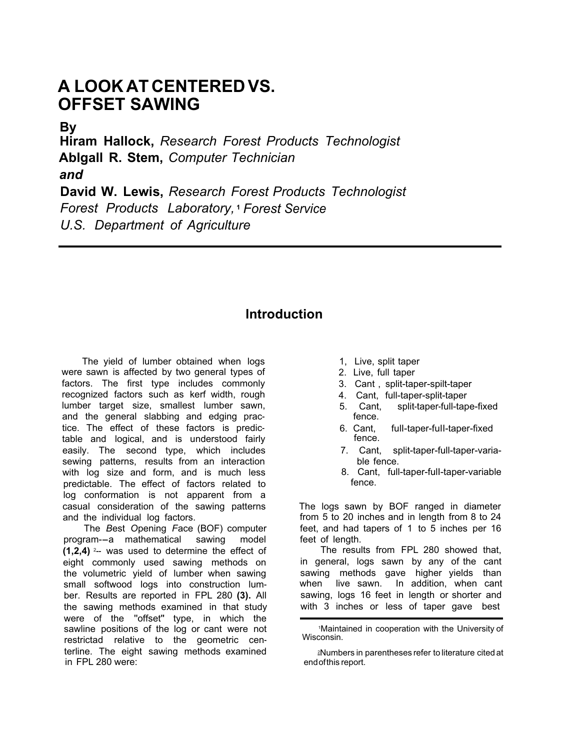# A LOOK AT CENTERED VS. OFFSET SAWING

**By**

**Hiram Hallock,** *Research Forest Products Technologist*

**Ablgall R. Stem,** *Computer Technician*

***and***

**David W. Lewis,** *Research Forest Products Technologist*

*Forest Products Laboratory,* [1] *Forest Service*

*U.S. Department of Agriculture*

## Introduction

The yield of lumber obtained when logs were sawn is affected by two general types of factors. The first type includes commonly recognized factors such as kerf width, rough lumber target size, smallest lumber sawn, and the general slabbing and edging practice. The effect of these factors is predictable and logical, and is understood fairly easily. The second type, which includes sewing patterns, results from an interaction with log size and form, and is much less predictable. The effect of factors related to log conformation is not apparent from a casual consideration of the sawing patterns and the individual log factors.

The *B*est *O*pening *F*ace (BOF) computer program-–a mathematical sawing model **(1,2,4)** [2]-- was used to determine the effect of eight commonly used sawing methods on the volumetric yield of lumber when sawing small softwood logs into construction lumber. Results are reported in FPL 280 **(3).** All the sawing methods examined in that study were of the "offset" type, in which the sawline positions of the log or cant were not restrictad relative to the geometric centerline. The eight sawing methods examined in FPL 280 were:

1. Live, split taper
2. Live, full taper
3. Cant , split-taper-spilt-taper
4. Cant, full-taper-split-taper
5. Cant, split-taper-full-tape-fixed fence.
6. Cant, full-taper-fuIl-taper-fixed fence.
7. Cant, split-taper-full-taper-variable fence.
8. Cant, full-taper-full-taper-variable fence.

The logs sawn by BOF ranged in diameter from 5 to 20 inches and in length from 8 to 24 feet, and had tapers of 1 to 5 inches per 16 feet of length.

The results from FPL 280 showed that, in general, logs sawn by any of the cant sawing methods gave higher yields than when live sawn. In addition, when cant sawing, logs 16 feet in length or shorter and with 3 inches or less of taper gave best

---

[1] Maintained in cooperation with the University of Wisconsin.

[2] Numbers in parentheses refer to literature cited at end of this report.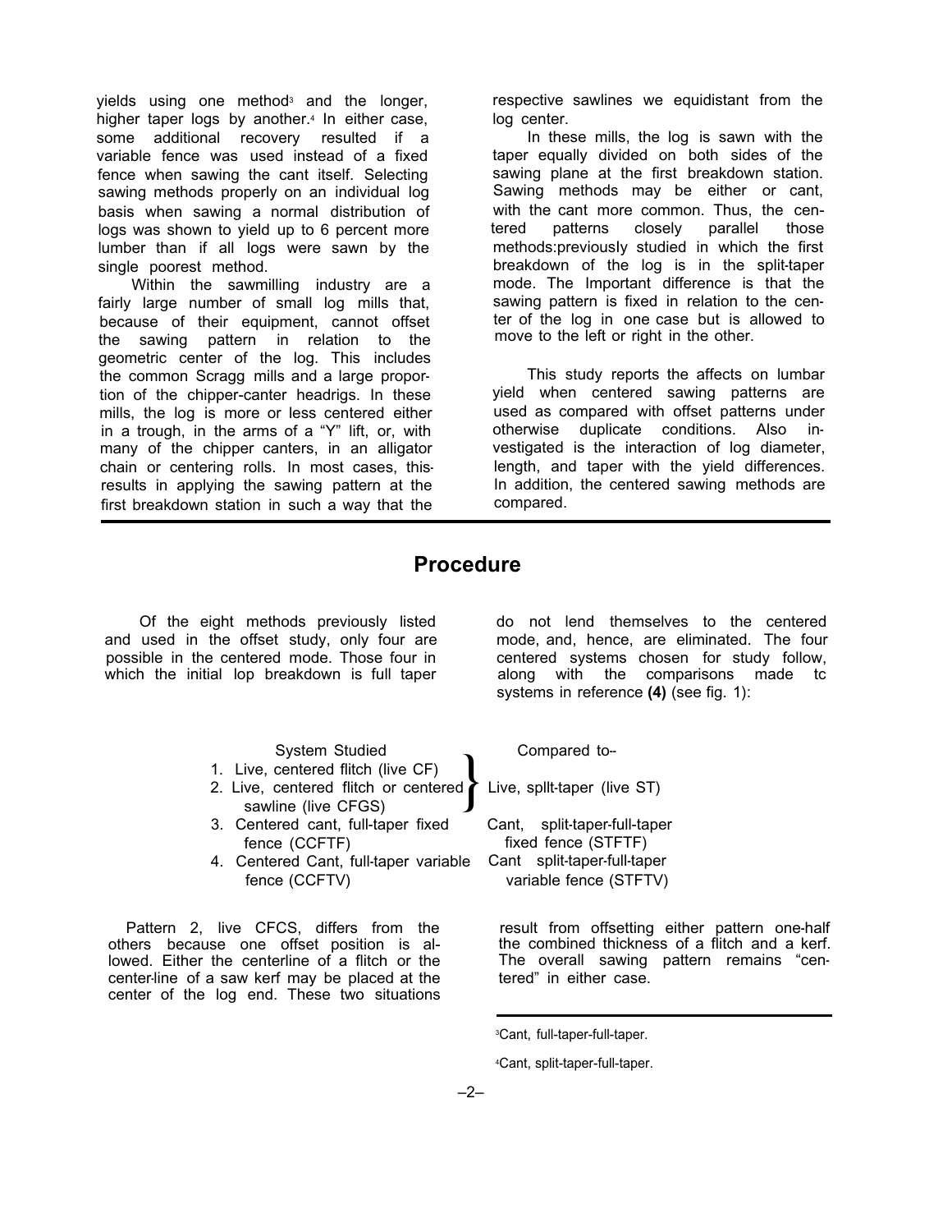yields using one method[3] and the longer, higher taper logs by another.[4] In either case, some additional recovery resulted if a variable fence was used instead of a fixed fence when sawing the cant itself. Selecting sawing methods properly on an individual log basis when sawing a normal distribution of logs was shown to yield up to 6 percent more lumber than if all logs were sawn by the single poorest method.

Within the sawmilling industry are a fairly large number of small log mills that, because of their equipment, cannot offset the sawing pattern in relation to the geometric center of the log. This includes the common Scragg mills and a large proportion of the chipper-canter headrigs. In these mills, the log is more or less centered either in a trough, in the arms of a "Y" lift, or, with many of the chipper canters, in an alligator chain or centering rolls. In most cases, this results in applying the sawing pattern at the first breakdown station in such a way that the respective sawlines we equidistant from the log center.

In these mills, the log is sawn with the taper equally divided on both sides of the sawing plane at the first breakdown station. Sawing methods may be either or cant, with the cant more common. Thus, the centered patterns closely parallel those methods:previously studied in which the first breakdown of the log is in the split-taper mode. The Important difference is that the sawing pattern is fixed in relation to the center of the log in one case but is allowed to move to the left or right in the other.

This study reports the affects on lumbar yield when centered sawing patterns are used as compared with offset patterns under otherwise duplicate conditions. Also investigated is the interaction of log diameter, length, and taper with the yield differences. In addition, the centered sawing methods are compared.

## Procedure

Of the eight methods previously listed and used in the offset study, only four are possible in the centered mode. Those four in which the initial lop breakdown is full taper do not lend themselves to the centered mode, and, hence, are eliminated. The four centered systems chosen for study follow, along with the comparisons made tc systems in reference **(4)** (see fig. 1):

| System Studied | Compared to-- |
|---|---|
| 1. Live, centered flitch (live CF) | Live, split-taper (live ST) |
| 2. Live, centered flitch or centered sawline (live CFGS) | Live, split-taper (live ST) |
| 3. Centered cant, full-taper fixed fence (CCFTF) | Cant, split-taper-full-taper fixed fence (STFTF) |
| 4. Centered Cant, full-taper variable fence (CCFTV) | Cant split-taper-full-taper variable fence (STFTV) |

Pattern 2, live CFCS, differs from the others because one offset position is allowed. Either the centerline of a flitch or the center-line of a saw kerf may be placed at the center of the log end. These two situations result from offsetting either pattern one-half the combined thickness of a flitch and a kerf. The overall sawing pattern remains "centered" in either case.

[3]Cant, full-taper-full-taper.

[4]Cant, split-taper-full-taper.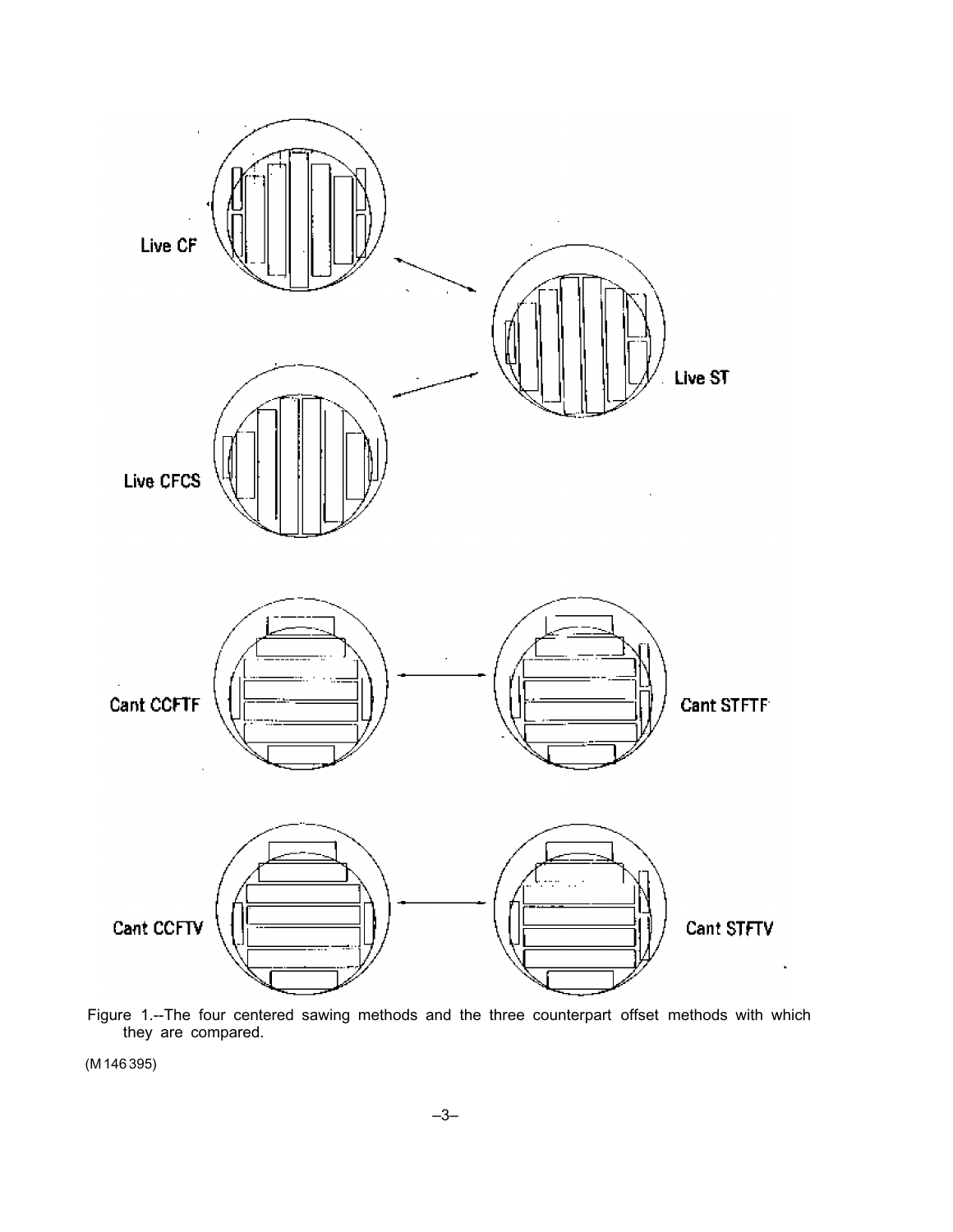Live CF

Live ST

Live CFCS

Cant CCFTF

Cant STFTF

Cant CCFTV

Cant STFTV

Figure 1.--The four centered sawing methods and the three counterpart offset methods with which they are compared.

(M 146 395)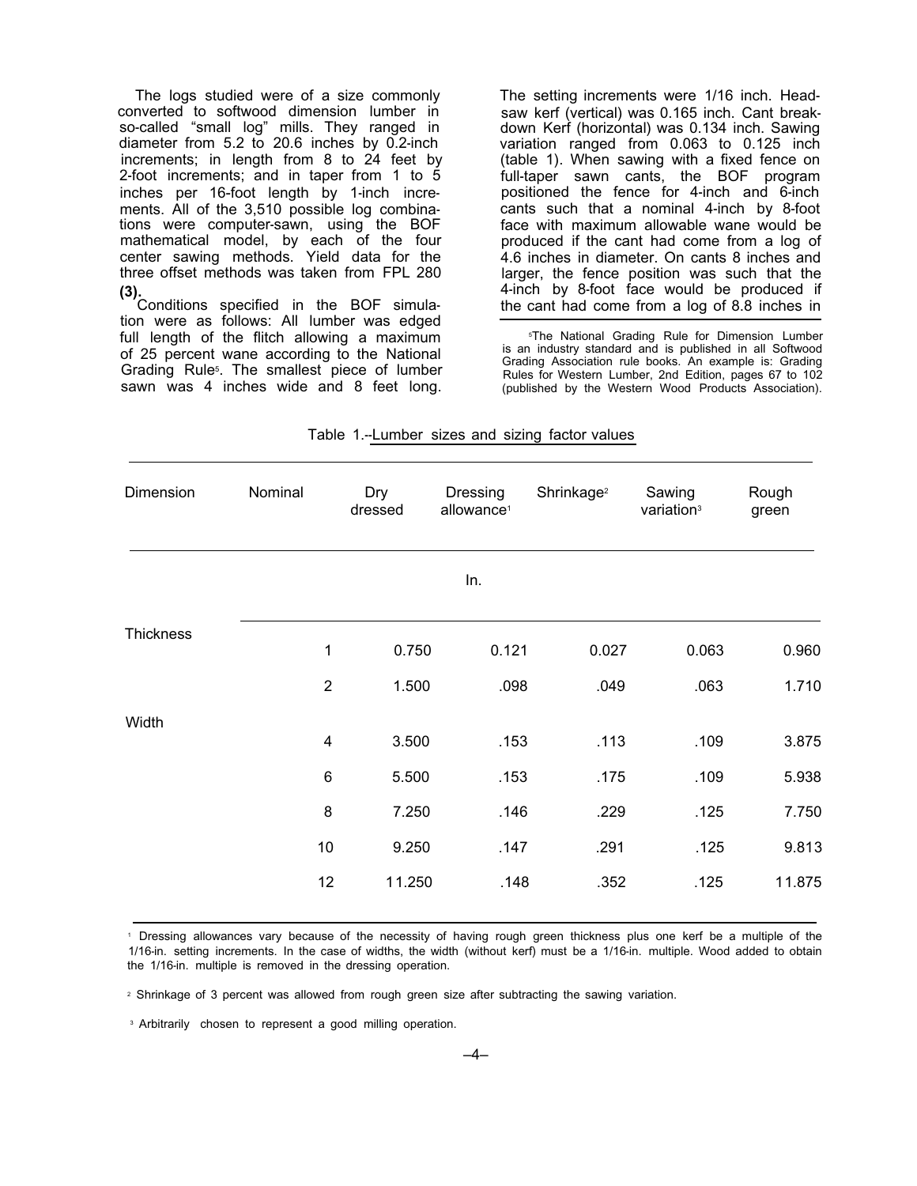The logs studied were of a size commonly converted to softwood dimension lumber in so-called "small log" mills. They ranged in diameter from 5.2 to 20.6 inches by 0.2-inch increments; in length from 8 to 24 feet by 2-foot increments; and in taper from 1 to 5 inches per 16-foot length by 1-inch increments. All of the 3,510 possible log combinations were computer-sawn, using the BOF mathematical model, by each of the four center sawing methods. Yield data for the three offset methods was taken from FPL 280 **(3).**

Conditions specified in the BOF simulation were as follows: All lumber was edged full length of the flitch allowing a maximum of 25 percent wane according to the National Grading Rule[5]. The smallest piece of lumber sawn was 4 inches wide and 8 feet long. The setting increments were 1/16 inch. Headsaw kerf (vertical) was 0.165 inch. Cant breakdown Kerf (horizontal) was 0.134 inch. Sawing variation ranged from 0.063 to 0.125 inch (table 1). When sawing with a fixed fence on full-taper sawn cants, the BOF program positioned the fence for 4-inch and 6-inch cants such that a nominal 4-inch by 8-foot face with maximum allowable wane would be produced if the cant had come from a log of 4.6 inches in diameter. On cants 8 inches and larger, the fence position was such that the 4-inch by 8-foot face would be produced if the cant had come from a log of 8.8 inches in

[5]The National Grading Rule for Dimension Lumber is an industry standard and is published in all Softwood Grading Association rule books. An example is: Grading Rules for Western Lumber, 2nd Edition, pages 67 to 102 (published by the Western Wood Products Association).

Table 1.--Lumber sizes and sizing factor values

| Dimension | Nominal | Dry dressed | Dressing allowance[1] | Shrinkage[2] | Sawing variation[3] | Rough green |
|---|---|---|---|---|---|---|
| | | | In. | | | |
| Thickness | 1 | 0.750 | 0.121 | 0.027 | 0.063 | 0.960 |
| | 2 | 1.500 | .098 | .049 | .063 | 1.710 |
| Width | 4 | 3.500 | .153 | .113 | .109 | 3.875 |
| | 6 | 5.500 | .153 | .175 | .109 | 5.938 |
| | 8 | 7.250 | .146 | .229 | .125 | 7.750 |
| | 10 | 9.250 | .147 | .291 | .125 | 9.813 |
| | 12 | 11.250 | .148 | .352 | .125 | 11.875 |

[1] Dressing allowances vary because of the necessity of having rough green thickness plus one kerf be a multiple of the 1/16-in. setting increments. In the case of widths, the width (without kerf) must be a 1/16-in. multiple. Wood added to obtain the 1/16-in. multiple is removed in the dressing operation.

[2] Shrinkage of 3 percent was allowed from rough green size after subtracting the sawing variation.

[3] Arbitrarily chosen to represent a good milling operation.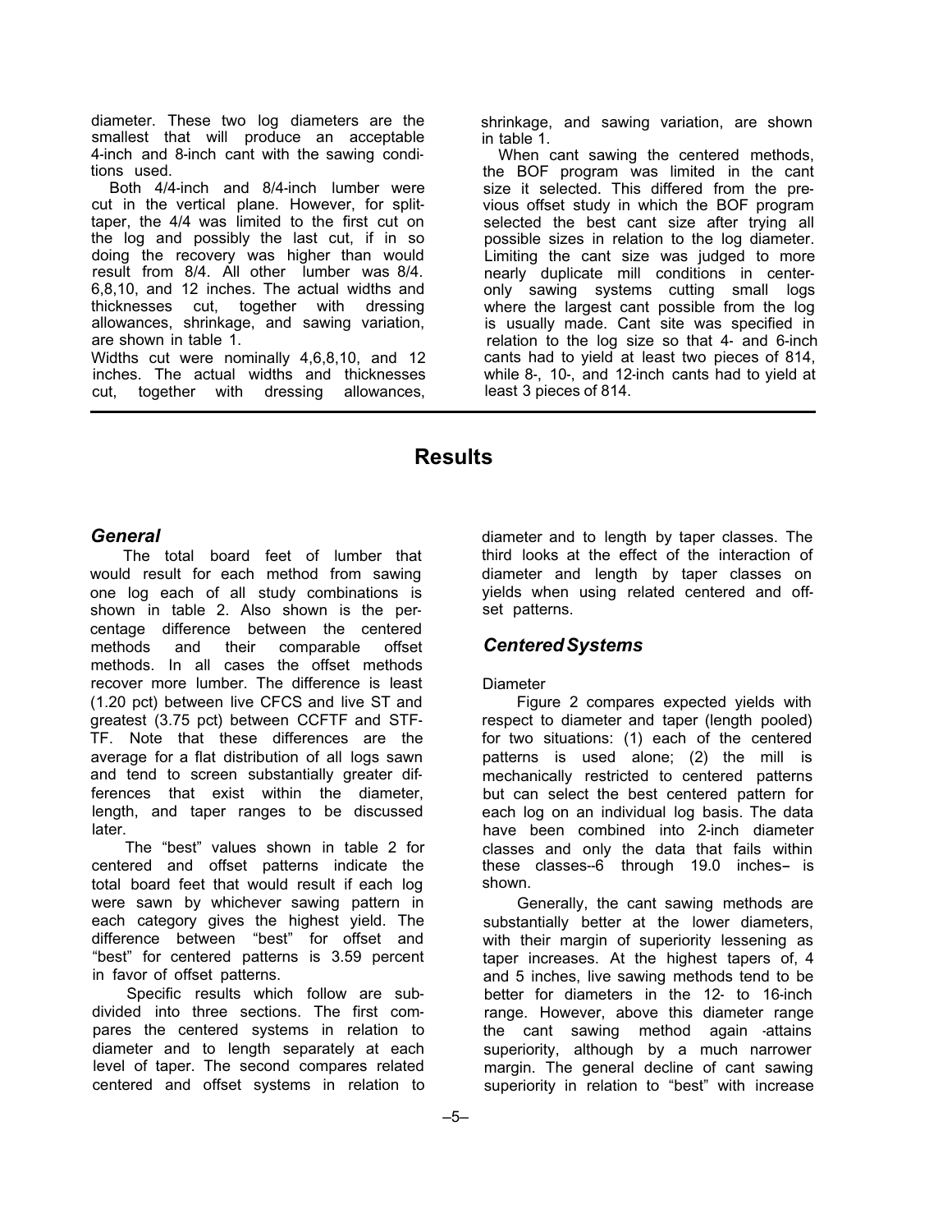diameter. These two log diameters are the smallest that will produce an acceptable 4-inch and 8-inch cant with the sawing conditions used.

Both 4/4-inch and 8/4-inch lumber were cut in the vertical plane. However, for split-taper, the 4/4 was limited to the first cut on the log and possibly the last cut, if in so doing the recovery was higher than would result from 8/4. All other lumber was 8/4. 6,8,10, and 12 inches. The actual widths and thicknesses cut, together with dressing allowances, shrinkage, and sawing variation, are shown in table 1.

Widths cut were nominally 4,6,8,10, and 12 inches. The actual widths and thicknesses cut, together with dressing allowances, shrinkage, and sawing variation, are shown in table 1.

When cant sawing the centered methods, the BOF program was limited in the cant size it selected. This differed from the previous offset study in which the BOF program selected the best cant size after trying all possible sizes in relation to the log diameter. Limiting the cant size was judged to more nearly duplicate mill conditions in center-only sawing systems cutting small logs where the largest cant possible from the log is usually made. Cant site was specified in relation to the log size so that 4- and 6-inch cants had to yield at least two pieces of 814, while 8-, 10-, and 12-inch cants had to yield at least 3 pieces of 814.

# Results

## *General*

The total board feet of lumber that would result for each method from sawing one log each of all study combinations is shown in table 2. Also shown is the percentage difference between the centered methods and their comparable offset methods. In all cases the offset methods recover more lumber. The difference is least (1.20 pct) between live CFCS and live ST and greatest (3.75 pct) between CCFTF and STF-TF. Note that these differences are the average for a flat distribution of all logs sawn and tend to screen substantially greater differences that exist within the diameter, length, and taper ranges to be discussed later.

The "best" values shown in table 2 for centered and offset patterns indicate the total board feet that would result if each log were sawn by whichever sawing pattern in each category gives the highest yield. The difference between "best" for offset and "best" for centered patterns is 3.59 percent in favor of offset patterns.

Specific results which follow are subdivided into three sections. The first compares the centered systems in relation to diameter and to length separately at each level of taper. The second compares related centered and offset systems in relation to diameter and to length by taper classes. The third looks at the effect of the interaction of diameter and length by taper classes on yields when using related centered and offset patterns.

## *Centered Systems*

Diameter

Figure 2 compares expected yields with respect to diameter and taper (length pooled) for two situations: (1) each of the centered patterns is used alone; (2) the mill is mechanically restricted to centered patterns but can select the best centered pattern for each log on an individual log basis. The data have been combined into 2-inch diameter classes and only the data that fails within these classes--6 through 19.0 inches– is shown.

Generally, the cant sawing methods are substantially better at the lower diameters, with their margin of superiority lessening as taper increases. At the highest tapers of, 4 and 5 inches, live sawing methods tend to be better for diameters in the 12- to 16-inch range. However, above this diameter range the cant sawing method again -attains superiority, although by a much narrower margin. The general decline of cant sawing superiority in relation to "best" with increase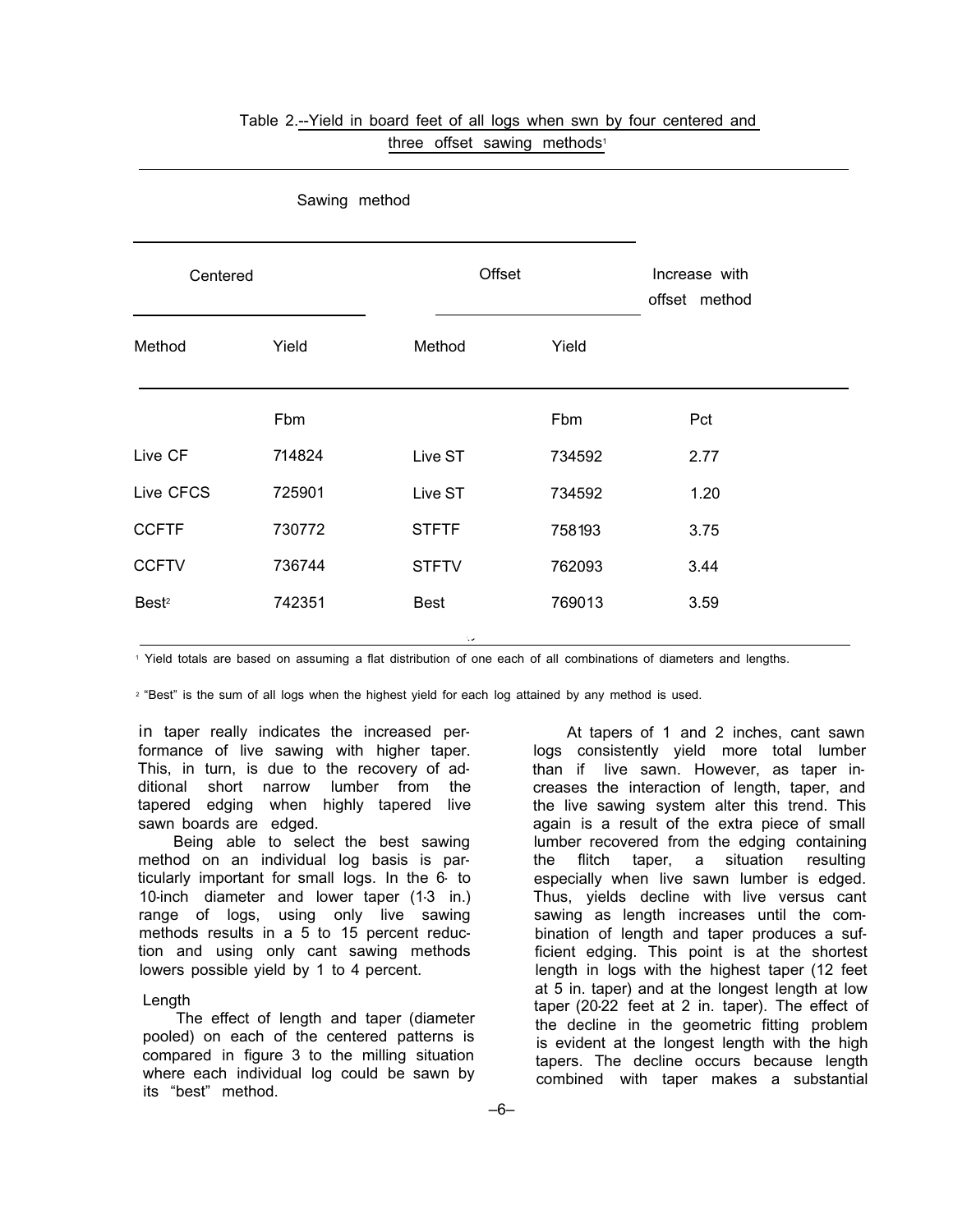Table 2.--Yield in board feet of all logs when swn by four centered and three offset sawing methods[1]

| Sawing method | | | | |
|---|---|---|---|---|
| Centered | | Offset | | Increase with offset method |
| Method | Yield | Method | Yield | |
| | Fbm | | Fbm | Pct |
| Live CF | 714824 | Live ST | 734592 | 2.77 |
| Live CFCS | 725901 | Live ST | 734592 | 1.20 |
| CCFTF | 730772 | STFTF | 758193 | 3.75 |
| CCFTV | 736744 | STFTV | 762093 | 3.44 |
| Best[2] | 742351 | Best | 769013 | 3.59 |

[1] Yield totals are based on assuming a flat distribution of one each of all combinations of diameters and lengths.

[2] "Best" is the sum of all logs when the highest yield for each log attained by any method is used.

in taper really indicates the increased performance of live sawing with higher taper. This, in turn, is due to the recovery of additional short narrow lumber from the tapered edging when highly tapered live sawn boards are edged.

Being able to select the best sawing method on an individual log basis is particularly important for small logs. In the 6- to 10-inch diameter and lower taper (1-3 in.) range of logs, using only live sawing methods results in a 5 to 15 percent reduction and using only cant sawing methods lowers possible yield by 1 to 4 percent.

### Length

The effect of length and taper (diameter pooled) on each of the centered patterns is compared in figure 3 to the milling situation where each individual log could be sawn by its "best" method.

At tapers of 1 and 2 inches, cant sawn logs consistently yield more total lumber than if live sawn. However, as taper increases the interaction of length, taper, and the live sawing system alter this trend. This again is a result of the extra piece of small lumber recovered from the edging containing the flitch taper, a situation resulting especially when live sawn lumber is edged. Thus, yields decline with live versus cant sawing as length increases until the combination of length and taper produces a sufficient edging. This point is at the shortest length in logs with the highest taper (12 feet at 5 in. taper) and at the longest length at low taper (20-22 feet at 2 in. taper). The effect of the decline in the geometric fitting problem is evident at the longest length with the high tapers. The decline occurs because length combined with taper makes a substantial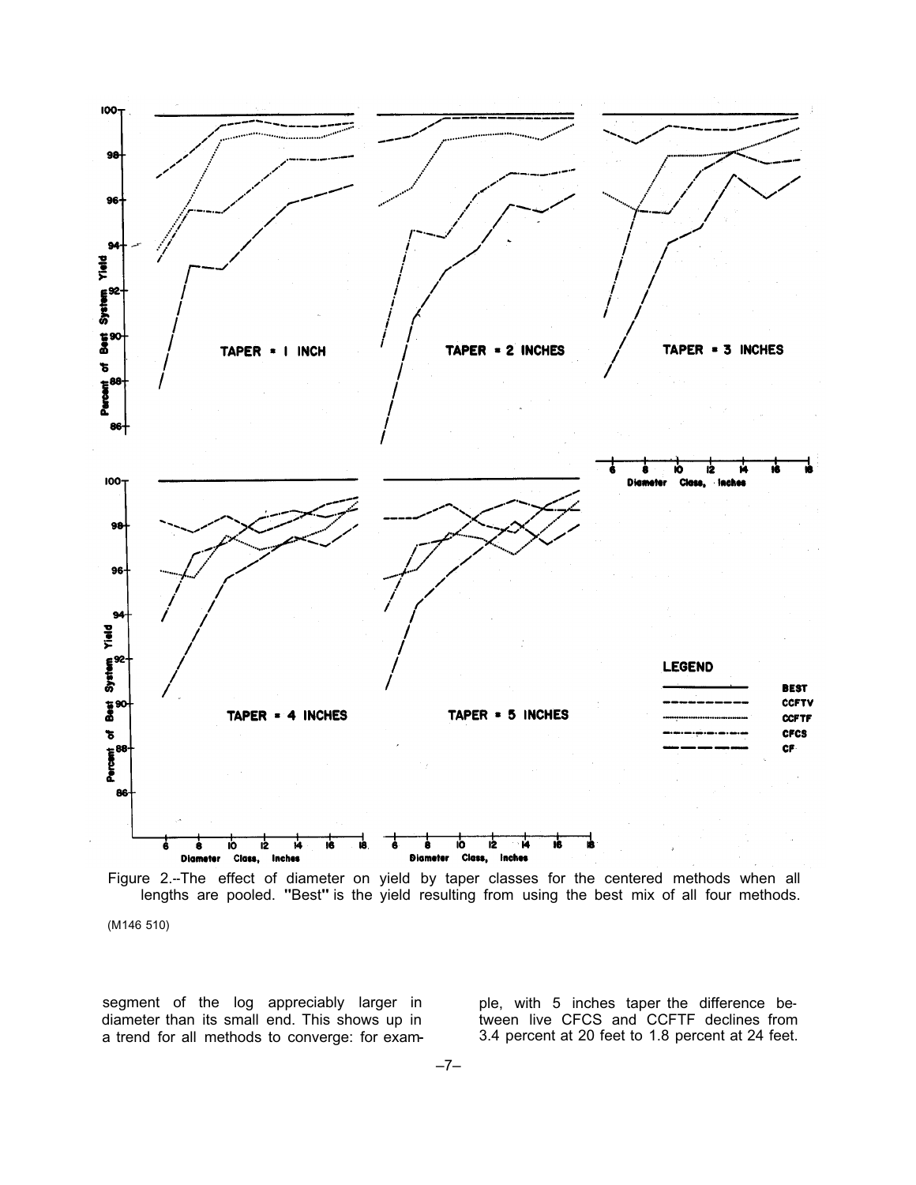Figure 2.--The effect of diameter on yield by taper classes for the centered methods when all lengths are pooled. "Best" is the yield resulting from using the best mix of all four methods.

(M146 510)

segment of the log appreciably larger in diameter than its small end. This shows up in a trend for all methods to converge: for example, with 5 inches taper the difference between live CFCS and CCFTF declines from 3.4 percent at 20 feet to 1.8 percent at 24 feet.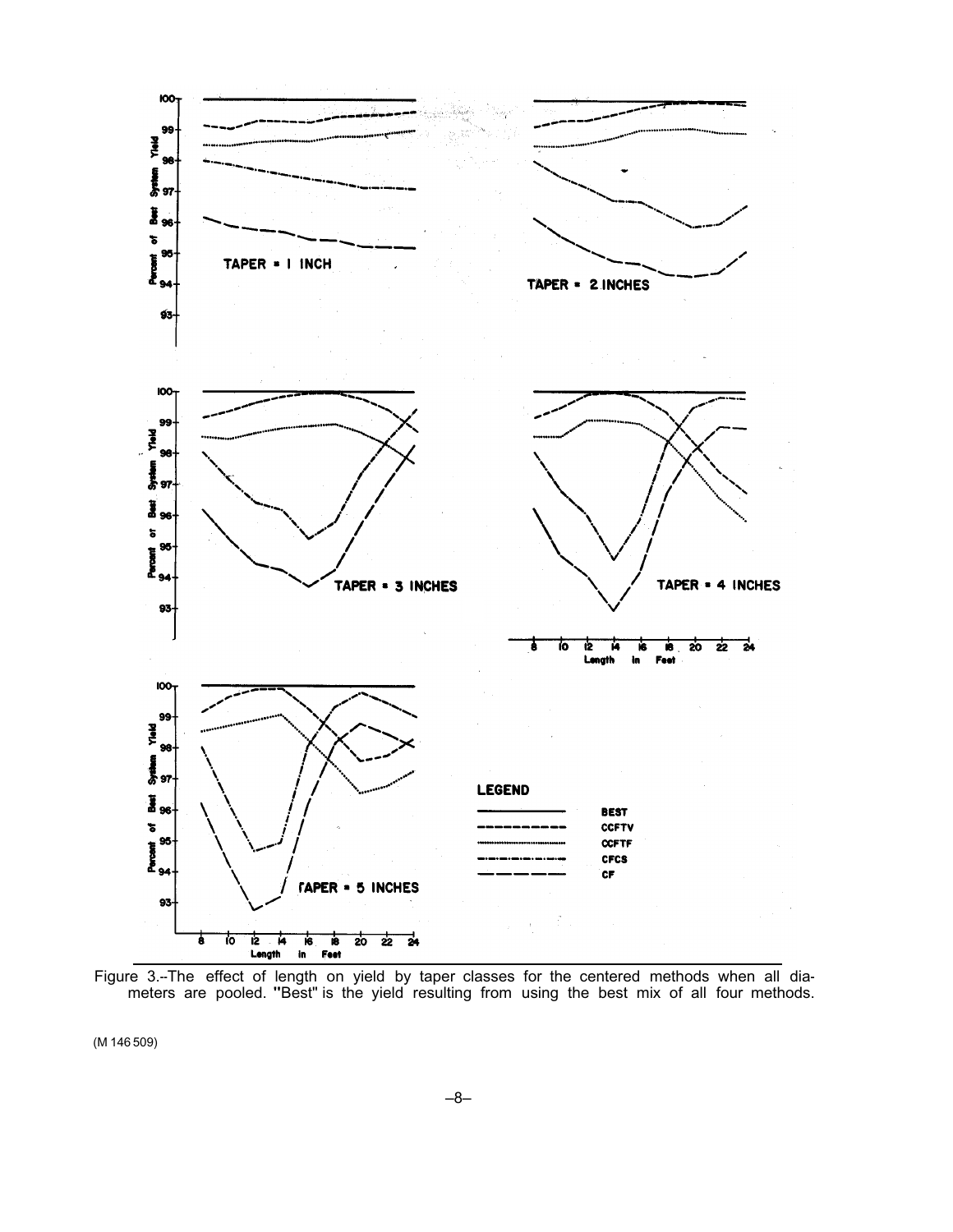Figure 3.--The effect of length on yield by taper classes for the centered methods when all diameters are pooled. "Best" is the yield resulting from using the best mix of all four methods.

(M 146 509)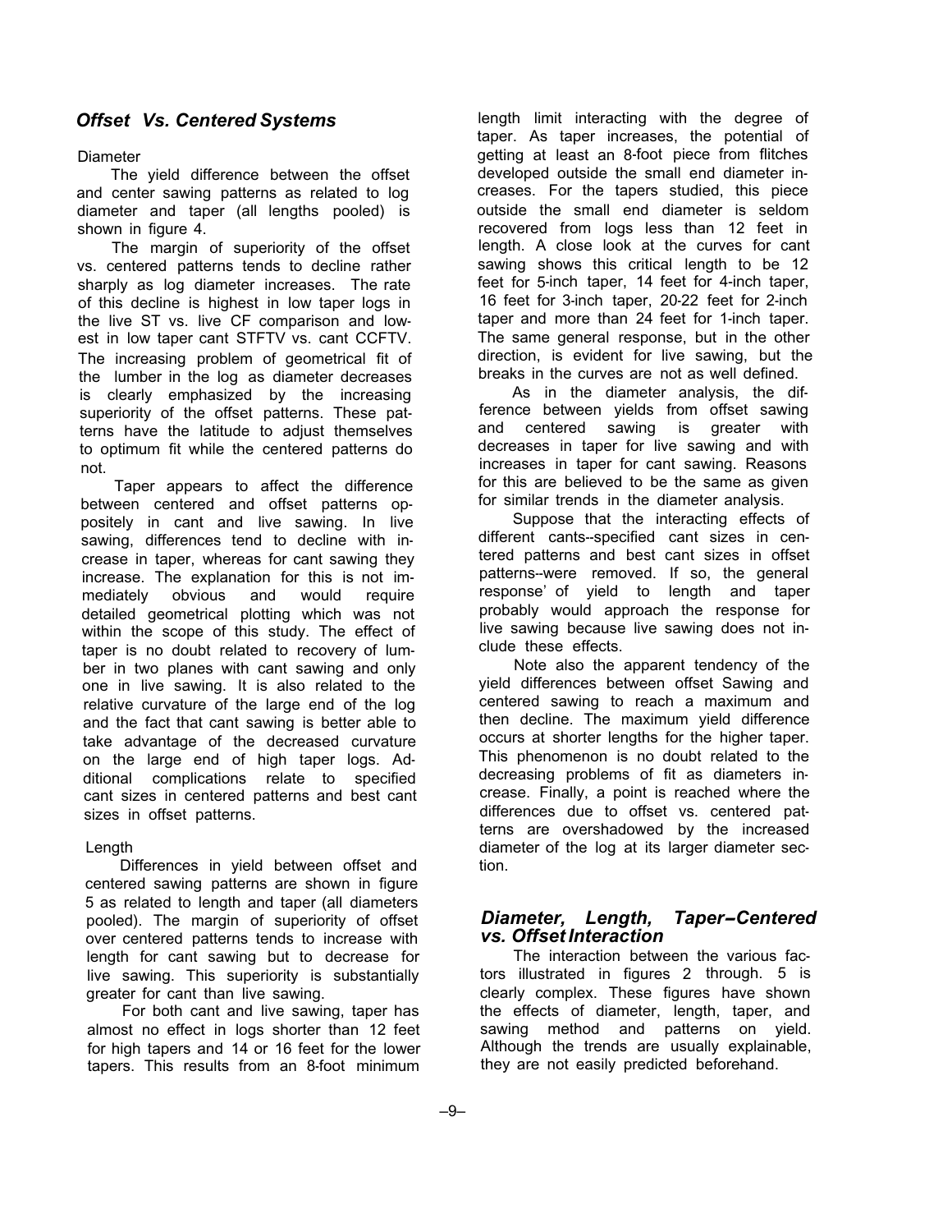## *Offset Vs. Centered Systems*

Diameter

The yield difference between the offset and center sawing patterns as related to log diameter and taper (all lengths pooled) is shown in figure 4.

The margin of superiority of the offset vs. centered patterns tends to decline rather sharply as log diameter increases. The rate of this decline is highest in low taper logs in the live ST vs. live CF comparison and lowest in low taper cant STFTV vs. cant CCFTV. The increasing problem of geometrical fit of the lumber in the log as diameter decreases is clearly emphasized by the increasing superiority of the offset patterns. These patterns have the latitude to adjust themselves to optimum fit while the centered patterns do not.

Taper appears to affect the difference between centered and offset patterns oppositely in cant and live sawing. In live sawing, differences tend to decline with increase in taper, whereas for cant sawing they increase. The explanation for this is not immediately obvious and would require detailed geometrical plotting which was not within the scope of this study. The effect of taper is no doubt related to recovery of lumber in two planes with cant sawing and only one in live sawing. It is also related to the relative curvature of the large end of the log and the fact that cant sawing is better able to take advantage of the decreased curvature on the large end of high taper logs. Additional complications relate to specified cant sizes in centered patterns and best cant sizes in offset patterns.

Length

Differences in yield between offset and centered sawing patterns are shown in figure 5 as related to length and taper (all diameters pooled). The margin of superiority of offset over centered patterns tends to increase with length for cant sawing but to decrease for live sawing. This superiority is substantially greater for cant than live sawing.

For both cant and live sawing, taper has almost no effect in logs shorter than 12 feet for high tapers and 14 or 16 feet for the lower tapers. This results from an 8-foot minimum length limit interacting with the degree of taper. As taper increases, the potential of getting at least an 8-foot piece from flitches developed outside the small end diameter increases. For the tapers studied, this piece outside the small end diameter is seldom recovered from logs less than 12 feet in length. A close look at the curves for cant sawing shows this critical length to be 12 feet for 5-inch taper, 14 feet for 4-inch taper, 16 feet for 3-inch taper, 20-22 feet for 2-inch taper and more than 24 feet for 1-inch taper. The same general response, but in the other direction, is evident for live sawing, but the breaks in the curves are not as well defined.

As in the diameter analysis, the difference between yields from offset sawing and centered sawing is greater with decreases in taper for live sawing and with increases in taper for cant sawing. Reasons for this are believed to be the same as given for similar trends in the diameter analysis.

Suppose that the interacting effects of different cants--specified cant sizes in centered patterns and best cant sizes in offset patterns--were removed. If so, the general response' of yield to length and taper probably would approach the response for live sawing because live sawing does not include these effects.

Note also the apparent tendency of the yield differences between offset Sawing and centered sawing to reach a maximum and then decline. The maximum yield difference occurs at shorter lengths for the higher taper. This phenomenon is no doubt related to the decreasing problems of fit as diameters increase. Finally, a point is reached where the differences due to offset vs. centered patterns are overshadowed by the increased diameter of the log at its larger diameter section.

## *Diameter, Length, Taper–Centered vs. Offset Interaction*

The interaction between the various factors illustrated in figures 2 through. 5 is clearly complex. These figures have shown the effects of diameter, length, taper, and sawing method and patterns on yield. Although the trends are usually explainable, they are not easily predicted beforehand.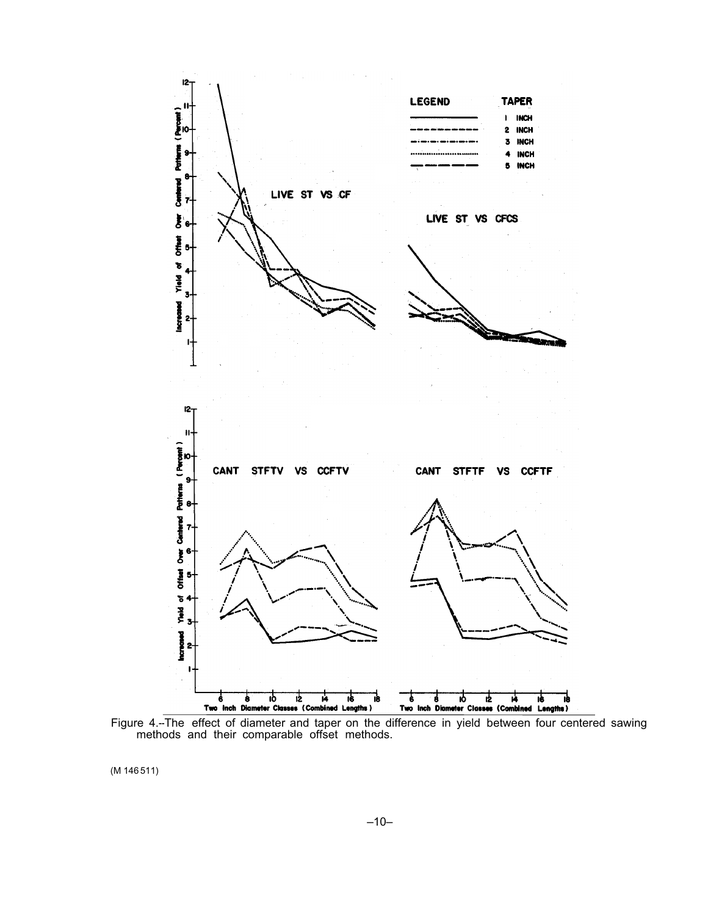Figure 4.--The effect of diameter and taper on the difference in yield between four centered sawing methods and their comparable offset methods.

(M 146 511)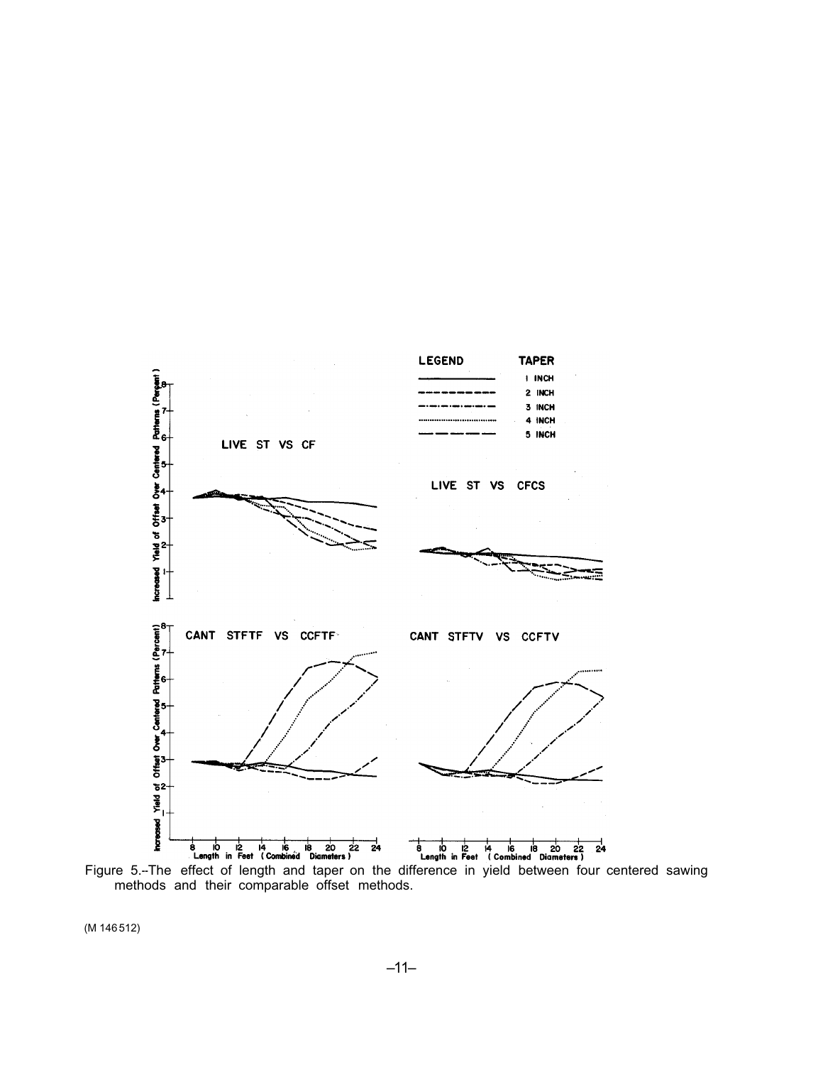Figure 5.--The effect of length and taper on the difference in yield between four centered sawing methods and their comparable offset methods.

(M 146 512)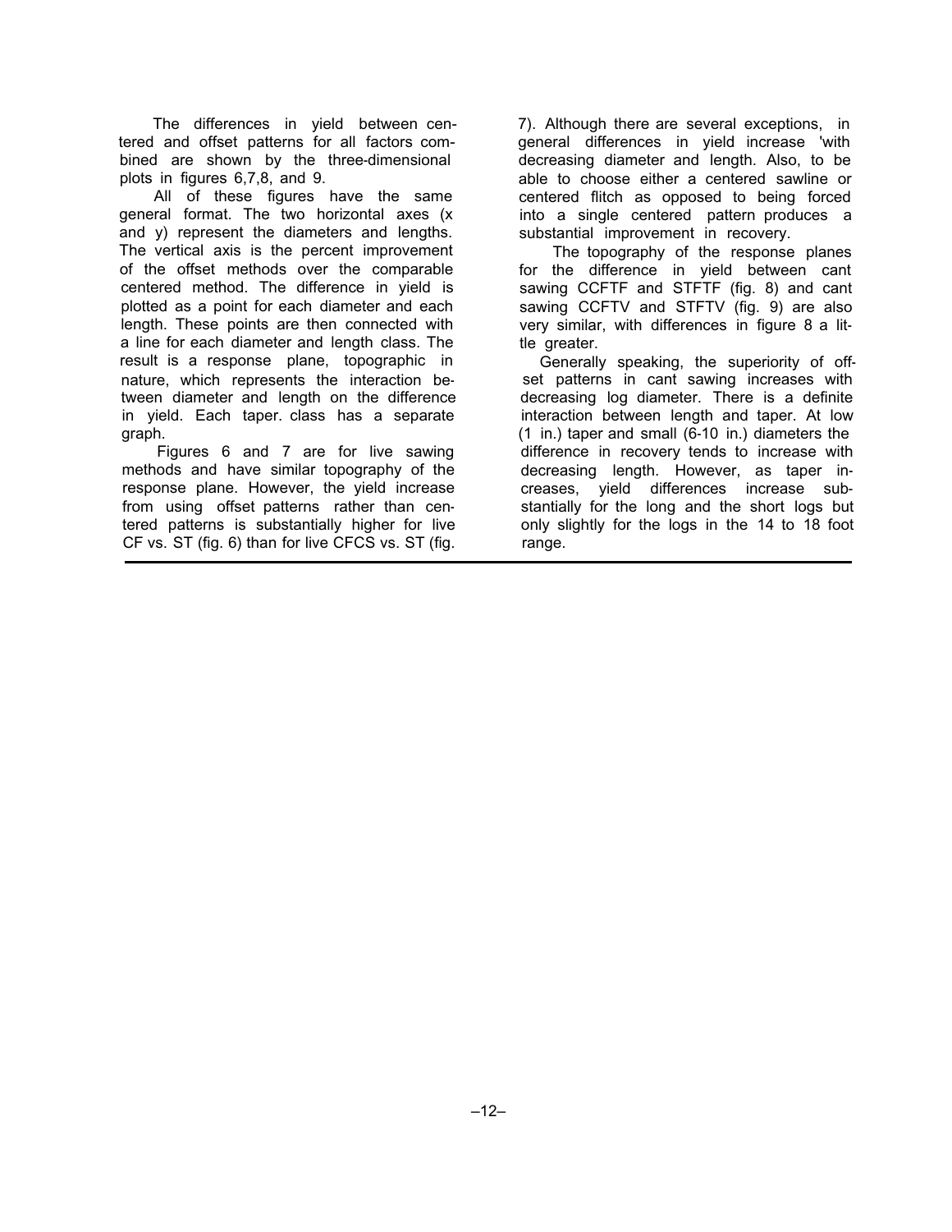The differences in yield between centered and offset patterns for all factors combined are shown by the three-dimensional plots in figures 6,7,8, and 9.

All of these figures have the same general format. The two horizontal axes (x and y) represent the diameters and lengths. The vertical axis is the percent improvement of the offset methods over the comparable centered method. The difference in yield is plotted as a point for each diameter and each length. These points are then connected with a line for each diameter and length class. The result is a response plane, topographic in nature, which represents the interaction between diameter and length on the difference in yield. Each taper. class has a separate graph.

Figures 6 and 7 are for live sawing methods and have similar topography of the response plane. However, the yield increase from using offset patterns rather than centered patterns is substantially higher for live CF vs. ST (fig. 6) than for live CFCS vs. ST (fig. 7). Although there are several exceptions, in general differences in yield increase 'with decreasing diameter and length. Also, to be able to choose either a centered sawline or centered flitch as opposed to being forced into a single centered pattern produces a substantial improvement in recovery.

The topography of the response planes for the difference in yield between cant sawing CCFTF and STFTF (fig. 8) and cant sawing CCFTV and STFTV (fig. 9) are also very similar, with differences in figure 8 a little greater.

Generally speaking, the superiority of offset patterns in cant sawing increases with decreasing log diameter. There is a definite interaction between length and taper. At low (1 in.) taper and small (6-10 in.) diameters the difference in recovery tends to increase with decreasing length. However, as taper increases, yield differences increase substantially for the long and the short logs but only slightly for the logs in the 14 to 18 foot range.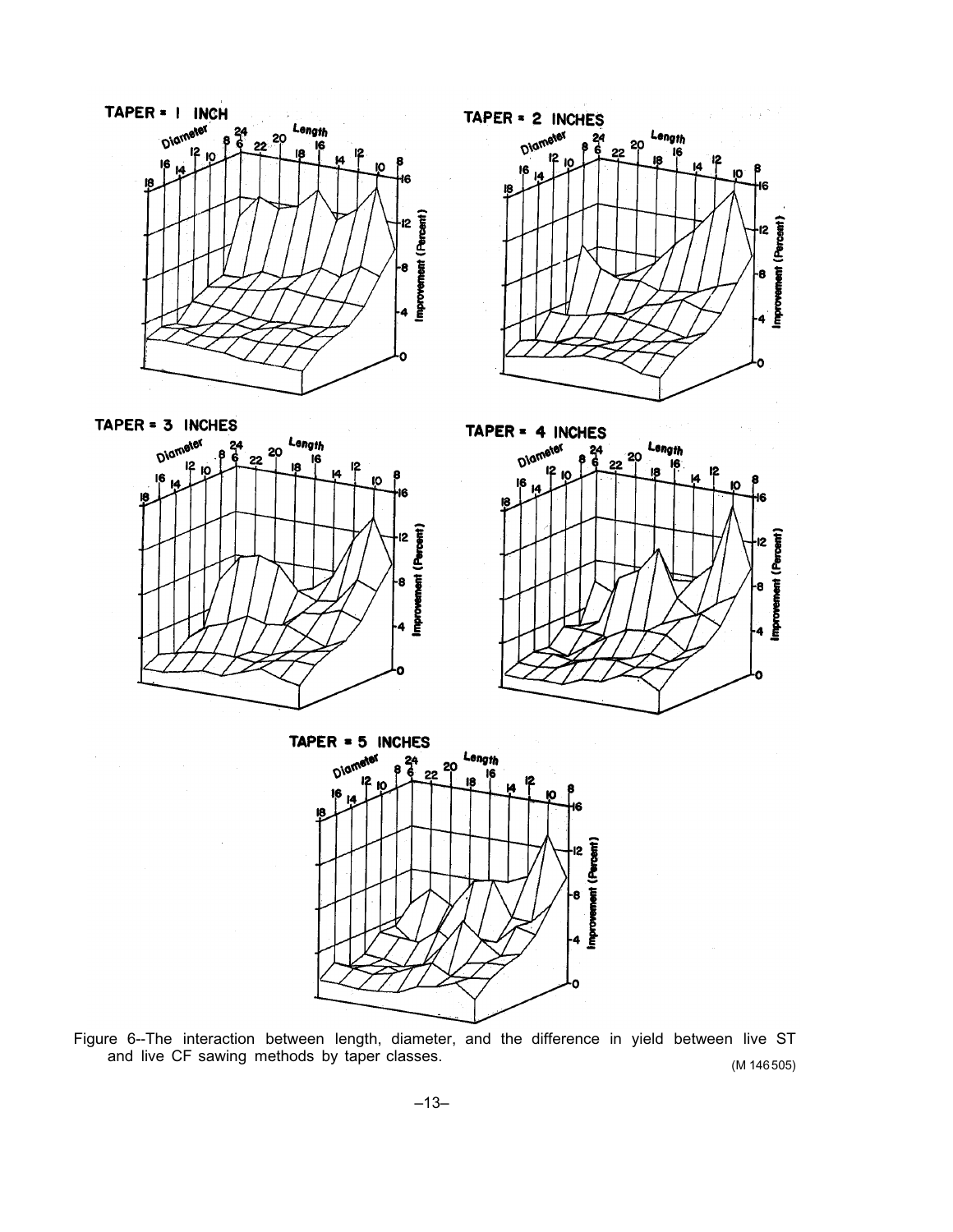Figure 6--The interaction between length, diameter, and the difference in yield between live ST and live CF sawing methods by taper classes.

(M 146505)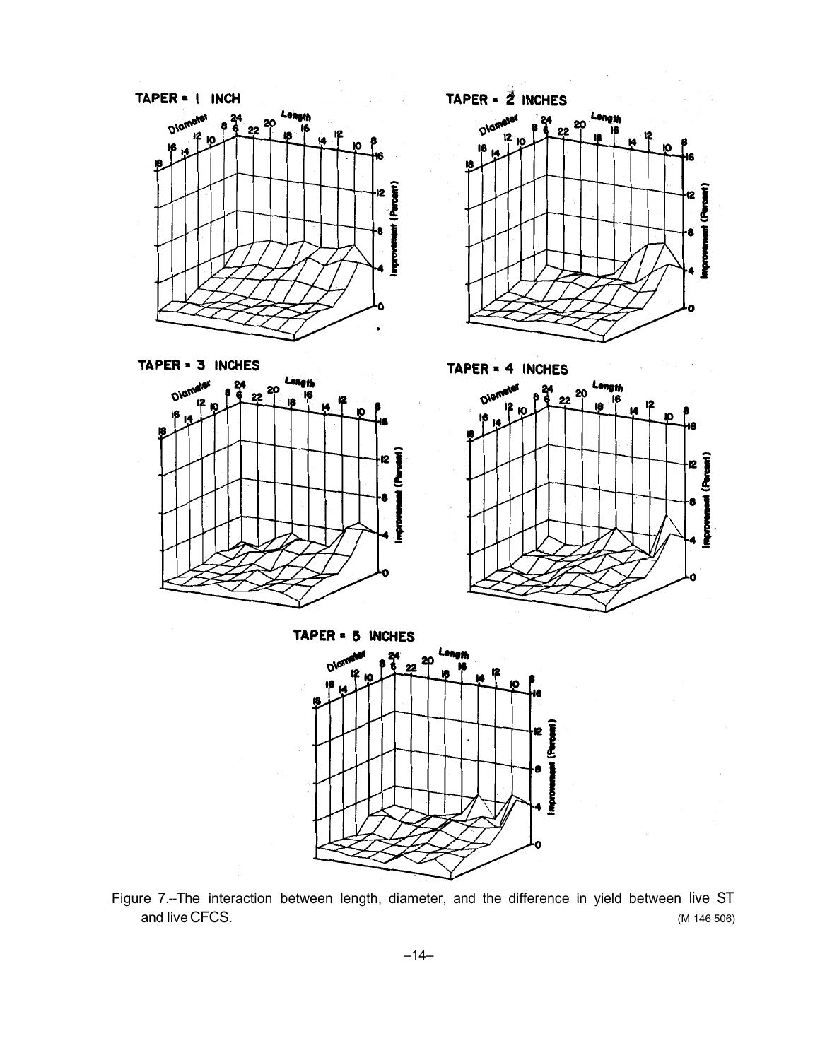Figure 7.--The interaction between length, diameter, and the difference in yield between live ST and live CFCS. (M 146 506)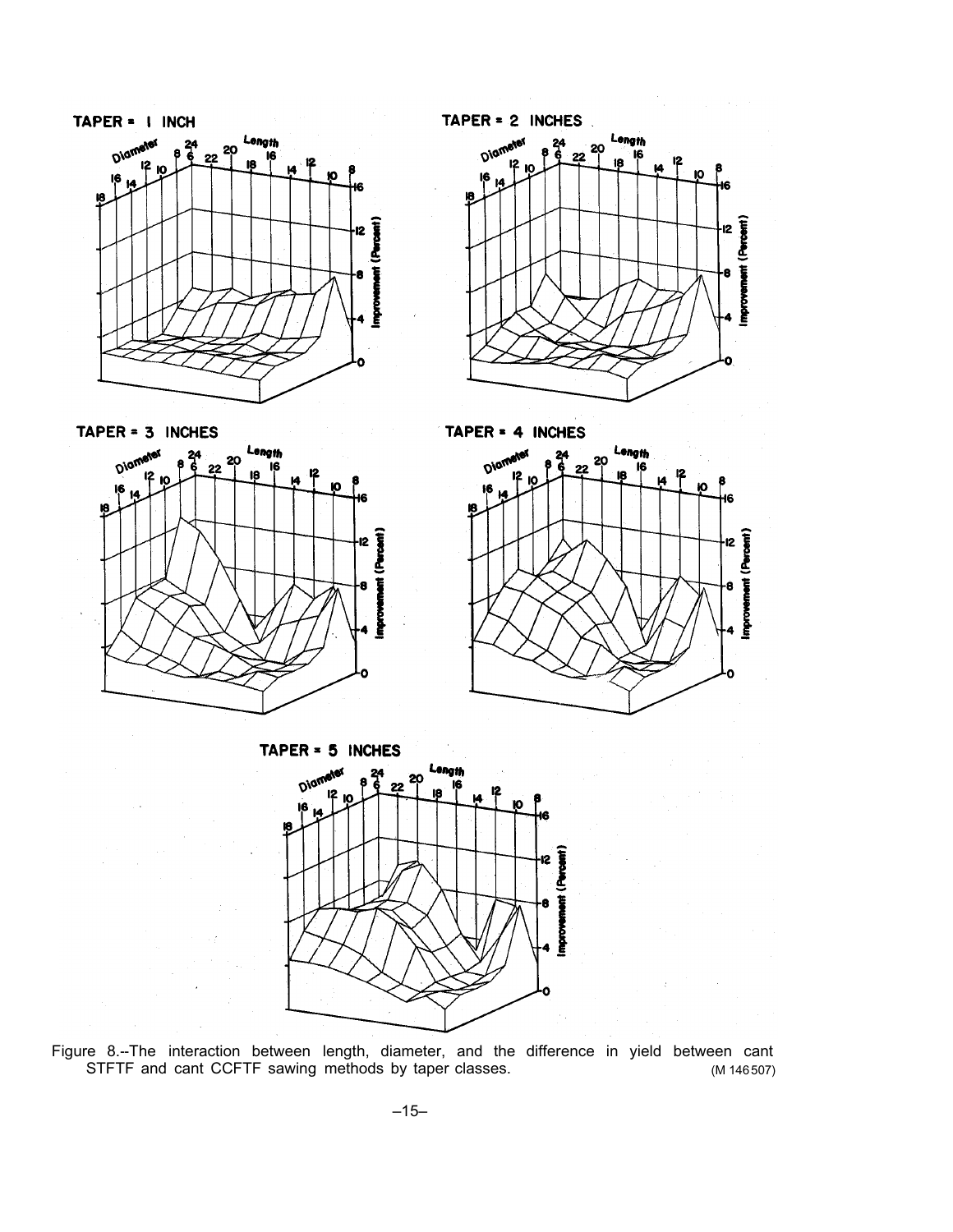TAPER = 1 INCH

TAPER = 2 INCHES

TAPER = 3 INCHES

TAPER = 4 INCHES

TAPER = 5 INCHES

Figure 8.--The interaction between length, diameter, and the difference in yield between cant STFTF and cant CCFTF sawing methods by taper classes. (M 146507)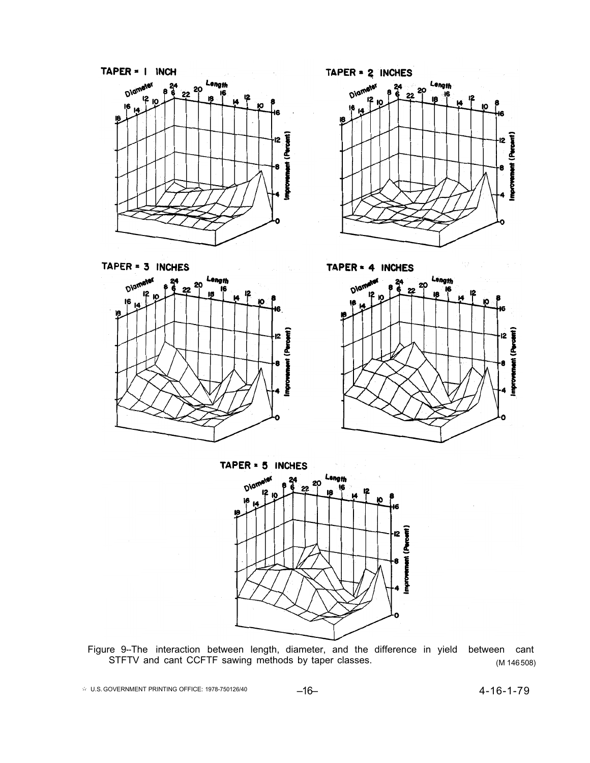Figure 9--The interaction between length, diameter, and the difference in yield between cant STFTV and cant CCFTF sawing methods by taper classes. (M 146 508)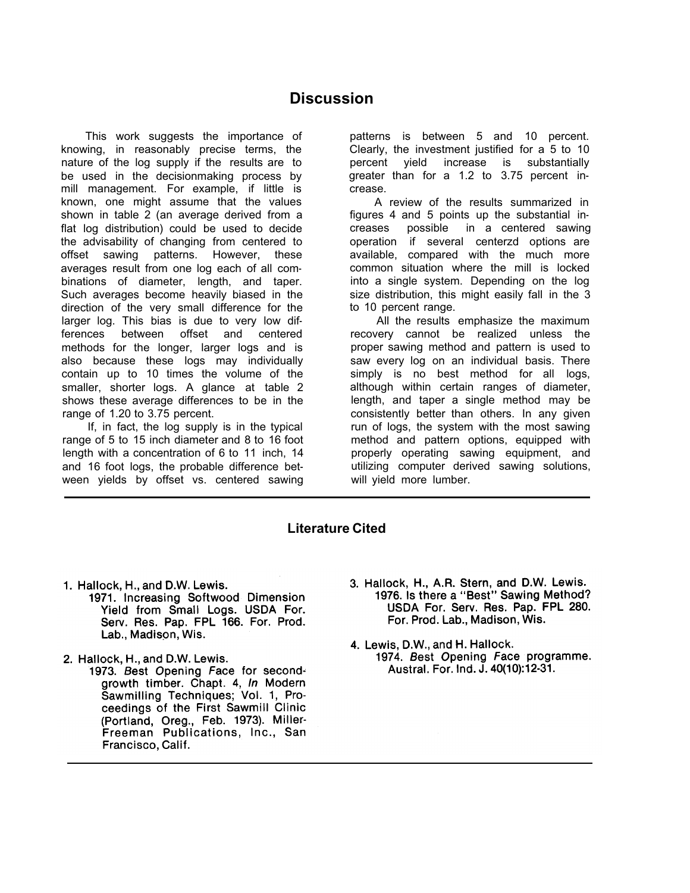## Discussion

This work suggests the importance of knowing, in reasonably precise terms, the nature of the log supply if the results are to be used in the decisionmaking process by mill management. For example, if little is known, one might assume that the values shown in table 2 (an average derived from a flat log distribution) could be used to decide the advisability of changing from centered to offset sawing patterns. However, these averages result from one log each of all combinations of diameter, length, and taper. Such averages become heavily biased in the direction of the very small difference for the larger log. This bias is due to very low differences between offset and centered methods for the longer, larger logs and is also because these logs may individually contain up to 10 times the volume of the smaller, shorter logs. A glance at table 2 shows these average differences to be in the range of 1.20 to 3.75 percent.

If, in fact, the log supply is in the typical range of 5 to 15 inch diameter and 8 to 16 foot length with a concentration of 6 to 11 inch, 14 and 16 foot logs, the probable difference between yields by offset vs. centered sawing patterns is between 5 and 10 percent. Clearly, the investment justified for a 5 to 10 percent yield increase is substantially greater than for a 1.2 to 3.75 percent increase.

A review of the results summarized in figures 4 and 5 points up the substantial increases possible in a centered sawing operation if several centerzd options are available, compared with the much more common situation where the mill is locked into a single system. Depending on the log size distribution, this might easily fall in the 3 to 10 percent range.

All the results emphasize the maximum recovery cannot be realized unless the proper sawing method and pattern is used to saw every log on an individual basis. There simply is no best method for all logs, although within certain ranges of diameter, length, and taper a single method may be consistently better than others. In any given run of logs, the system with the most sawing method and pattern options, equipped with properly operating sawing equipment, and utilizing computer derived sawing solutions, will yield more lumber.

## Literature Cited

1. Hallock, H., and D.W. Lewis.
   1971. Increasing Softwood Dimension Yield from Small Logs. USDA For. Serv. Res. Pap. FPL 166. For. Prod. Lab., Madison, Wis.

2. Hallock, H., and D.W. Lewis.
   1973. *B*est *O*pening *F*ace for second-growth timber. Chapt. 4, *In* Modern Sawmilling Techniques; Vol. 1, Proceedings of the First Sawmill Clinic (Portland, Oreg., Feb. 1973). Miller-Freeman Publications, Inc., San Francisco, Calif.

3. Hallock, H., A.R. Stern, and D.W. Lewis.
   1976. Is there a "Best" Sawing Method? USDA For. Serv. Res. Pap. FPL 280. For. Prod. Lab., Madison, Wis.

4. Lewis, D.W., and H. Hallock.
   1974. *B*est *O*pening *F*ace programme. Austral. For. Ind. J. 40(10):12-31.